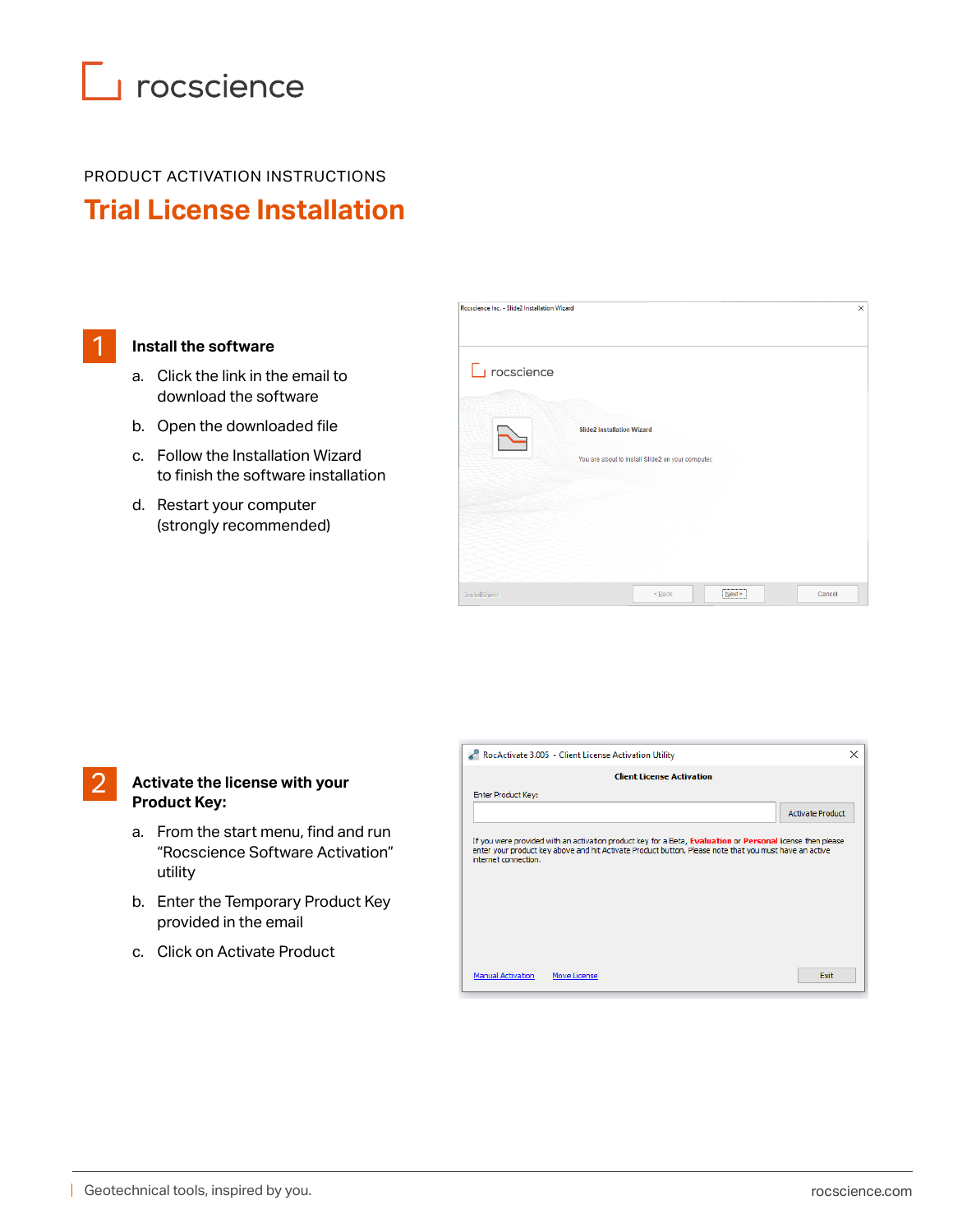rocscience

PRODUCT ACTIVATION INSTRUCTIONS

# Trial License Installation

## 1 Install the software

a. Click the link in the email to download the software

b. Open the downloaded file

c. Follow the Installation Wizard to finish the software installation

d. Restart your computer (strongly recommended)

## 2 Activate the license with your Product Key:

a. From the start menu, find and run "Rocscience Software Activation" utility

b. Enter the Temporary Product Key provided in the email

c. Click on Activate Product

Geotechnical tools, inspired by you. rocscience.com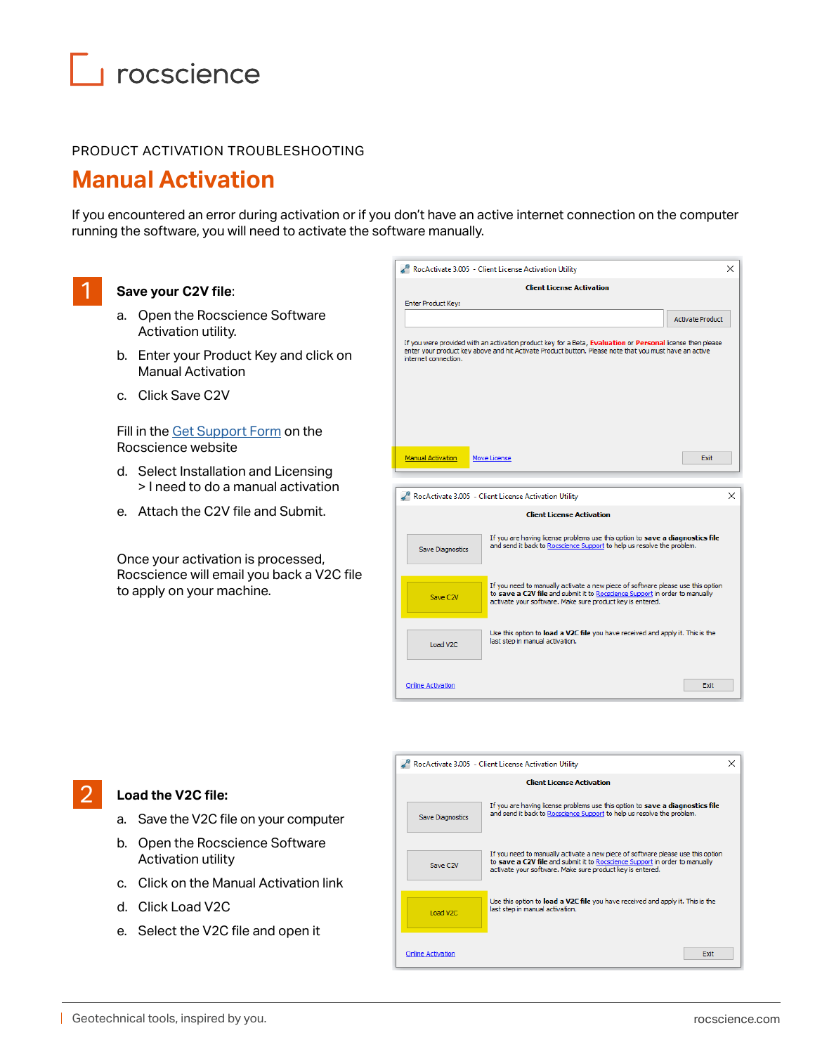PRODUCT ACTIVATION TROUBLESHOOTING

# Manual Activation

If you encountered an error during activation or if you don't have an active internet connection on the computer running the software, you will need to activate the software manually.

## 1 Save your C2V file:

a. Open the Rocscience Software Activation utility.

b. Enter your Product Key and click on Manual Activation

c. Click Save C2V

Fill in the Get Support Form on the Rocscience website

d. Select Installation and Licensing > I need to do a manual activation

e. Attach the C2V file and Submit.

Once your activation is processed, Rocscience will email you back a V2C file to apply on your machine.

## 2 Load the V2C file:

a. Save the V2C file on your computer

b. Open the Rocscience Software Activation utility

c. Click on the Manual Activation link

d. Click Load V2C

e. Select the V2C file and open it